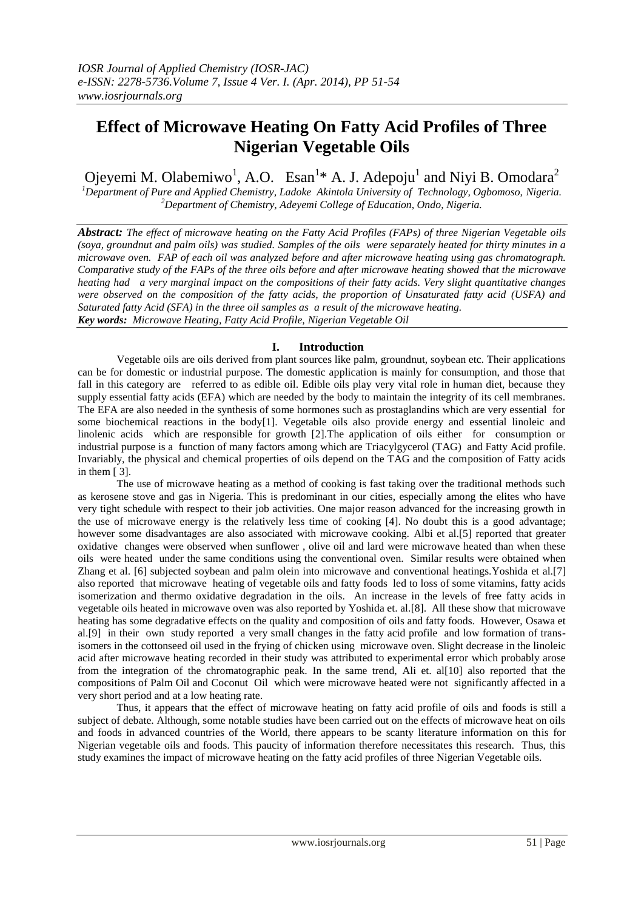# Effect of Microwave Heating On Fatty Acid Profiles of Three Nigerian Vegetable Oils

Ojeyemi M. Olabemiwo[1], A.O. Esan[1]* A. J. Adepoju[1] and Niyi B. Omodara[2]

[1]Department of Pure and Applied Chemistry, Ladoke Akintola University of Technology, Ogbomoso, Nigeria.
[2]Department of Chemistry, Adeyemi College of Education, Ondo, Nigeria.

***Abstract:*** *The effect of microwave heating on the Fatty Acid Profiles (FAPs) of three Nigerian Vegetable oils (soya, groundnut and palm oils) was studied. Samples of the oils were separately heated for thirty minutes in a microwave oven. FAP of each oil was analyzed before and after microwave heating using gas chromatograph. Comparative study of the FAPs of the three oils before and after microwave heating showed that the microwave heating had a very marginal impact on the compositions of their fatty acids. Very slight quantitative changes were observed on the composition of the fatty acids, the proportion of Unsaturated fatty acid (USFA) and Saturated fatty Acid (SFA) in the three oil samples as a result of the microwave heating.*

***Key words:*** *Microwave Heating, Fatty Acid Profile, Nigerian Vegetable Oil*

## I. Introduction

Vegetable oils are oils derived from plant sources like palm, groundnut, soybean etc. Their applications can be for domestic or industrial purpose. The domestic application is mainly for consumption, and those that fall in this category are referred to as edible oil. Edible oils play very vital role in human diet, because they supply essential fatty acids (EFA) which are needed by the body to maintain the integrity of its cell membranes. The EFA are also needed in the synthesis of some hormones such as prostaglandins which are very essential for some biochemical reactions in the body[1]. Vegetable oils also provide energy and essential linoleic and linolenic acids which are responsible for growth [2].The application of oils either for consumption or industrial purpose is a function of many factors among which are Triacylgycerol (TAG) and Fatty Acid profile. Invariably, the physical and chemical properties of oils depend on the TAG and the composition of Fatty acids in them [ 3].

The use of microwave heating as a method of cooking is fast taking over the traditional methods such as kerosene stove and gas in Nigeria. This is predominant in our cities, especially among the elites who have very tight schedule with respect to their job activities. One major reason advanced for the increasing growth in the use of microwave energy is the relatively less time of cooking [4]. No doubt this is a good advantage; however some disadvantages are also associated with microwave cooking. Albi et al.[5] reported that greater oxidative changes were observed when sunflower , olive oil and lard were microwave heated than when these oils were heated under the same conditions using the conventional oven. Similar results were obtained when Zhang et al. [6] subjected soybean and palm olein into microwave and conventional heatings.Yoshida et al.[7] also reported that microwave heating of vegetable oils and fatty foods led to loss of some vitamins, fatty acids isomerization and thermo oxidative degradation in the oils. An increase in the levels of free fatty acids in vegetable oils heated in microwave oven was also reported by Yoshida et. al.[8]. All these show that microwave heating has some degradative effects on the quality and composition of oils and fatty foods. However, Osawa et al.[9] in their own study reported a very small changes in the fatty acid profile and low formation of trans-isomers in the cottonseed oil used in the frying of chicken using microwave oven. Slight decrease in the linoleic acid after microwave heating recorded in their study was attributed to experimental error which probably arose from the integration of the chromatographic peak. In the same trend, Ali et. al[10] also reported that the compositions of Palm Oil and Coconut Oil which were microwave heated were not significantly affected in a very short period and at a low heating rate.

Thus, it appears that the effect of microwave heating on fatty acid profile of oils and foods is still a subject of debate. Although, some notable studies have been carried out on the effects of microwave heat on oils and foods in advanced countries of the World, there appears to be scanty literature information on this for Nigerian vegetable oils and foods. This paucity of information therefore necessitates this research. Thus, this study examines the impact of microwave heating on the fatty acid profiles of three Nigerian Vegetable oils.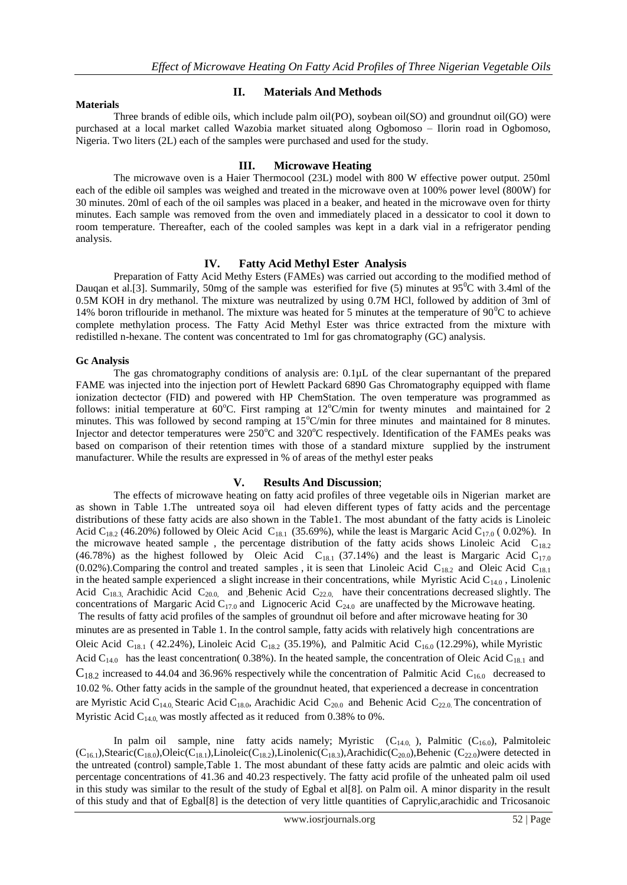## II. Materials And Methods

**Materials**

Three brands of edible oils, which include palm oil(PO), soybean oil(SO) and groundnut oil(GO) were purchased at a local market called Wazobia market situated along Ogbomoso – Ilorin road in Ogbomoso, Nigeria. Two liters (2L) each of the samples were purchased and used for the study.

## III. Microwave Heating

The microwave oven is a Haier Thermocool (23L) model with 800 W effective power output. 250ml each of the edible oil samples was weighed and treated in the microwave oven at 100% power level (800W) for 30 minutes. 20ml of each of the oil samples was placed in a beaker, and heated in the microwave oven for thirty minutes. Each sample was removed from the oven and immediately placed in a dessicator to cool it down to room temperature. Thereafter, each of the cooled samples was kept in a dark vial in a refrigerator pending analysis.

## IV. Fatty Acid Methyl Ester Analysis

Preparation of Fatty Acid Methy Esters (FAMEs) was carried out according to the modified method of Dauqan et al.[3]. Summarily, 50mg of the sample was esterified for five (5) minutes at $95^0$C with 3.4ml of the 0.5M KOH in dry methanol. The mixture was neutralized by using 0.7M HCl, followed by addition of 3ml of 14% boron triflouride in methanol. The mixture was heated for 5 minutes at the temperature of $90^0$C to achieve complete methylation process. The Fatty Acid Methyl Ester was thrice extracted from the mixture with redistilled n-hexane. The content was concentrated to 1ml for gas chromatography (GC) analysis.

**Gc Analysis**

The gas chromatography conditions of analysis are: 0.1µL of the clear supernantant of the prepared FAME was injected into the injection port of Hewlett Packard 6890 Gas Chromatography equipped with flame ionization dectector (FID) and powered with HP ChemStation. The oven temperature was programmed as follows: initial temperature at $60^o$C. First ramping at $12^o$C/min for twenty minutes and maintained for 2 minutes. This was followed by second ramping at $15^o$C/min for three minutes and maintained for 8 minutes. Injector and detector temperatures were $250^o$C and $320^o$C respectively. Identification of the FAMEs peaks was based on comparison of their retention times with those of a standard mixture supplied by the instrument manufacturer. While the results are expressed in % of areas of the methyl ester peaks

## V. Results And Discussion;

The effects of microwave heating on fatty acid profiles of three vegetable oils in Nigerian market are as shown in Table 1.The untreated soya oil had eleven different types of fatty acids and the percentage distributions of these fatty acids are also shown in the Table1. The most abundant of the fatty acids is Linoleic Acid $C_{18.2}$ (46.20%) followed by Oleic Acid $C_{18.1}$ (35.69%), while the least is Margaric Acid $C_{17.0}$ ( 0.02%). In the microwave heated sample , the percentage distribution of the fatty acids shows Linoleic Acid $C_{18.2}$ (46.78%) as the highest followed by Oleic Acid $C_{18.1}$ (37.14%) and the least is Margaric Acid $C_{17.0}$ (0.02%).Comparing the control and treated samples , it is seen that Linoleic Acid $C_{18.2}$ and Oleic Acid $C_{18.1}$ in the heated sample experienced a slight increase in their concentrations, while Myristic Acid $C_{14.0}$ , Linolenic Acid $C_{18.3,}$ Arachidic Acid $C_{20.0,}$ and Behenic Acid $C_{22.0,}$ have their concentrations decreased slightly. The concentrations of Margaric Acid $C_{17.0}$ and Lignoceric Acid $C_{24.0}$ are unaffected by the Microwave heating.

The results of fatty acid profiles of the samples of groundnut oil before and after microwave heating for 30 minutes are as presented in Table 1. In the control sample, fatty acids with relatively high concentrations are Oleic Acid $C_{18.1}$ ( 42.24%), Linoleic Acid $C_{18.2}$ (35.19%), and Palmitic Acid $C_{16.0}$ (12.29%), while Myristic Acid $C_{14.0}$ has the least concentration( 0.38%). In the heated sample, the concentration of Oleic Acid $C_{18.1}$ and $C_{18.2}$ increased to 44.04 and 36.96% respectively while the concentration of Palmitic Acid $C_{16.0}$ decreased to 10.02 %. Other fatty acids in the sample of the groundnut heated, that experienced a decrease in concentration are Myristic Acid $C_{14.0,}$ Stearic Acid $C_{18.0}$, Arachidic Acid $C_{20.0}$ and Behenic Acid $C_{22.0.}$ The concentration of Myristic Acid $C_{14.0,}$ was mostly affected as it reduced from 0.38% to 0%.

In palm oil sample, nine fatty acids namely; Myristic ($C_{14.0,}$ ), Palmitic ($C_{16.0}$), Palmitoleic ($C_{16.1}$),Stearic($C_{18.0}$),Oleic($C_{18.1}$),Linoleic($C_{18.2}$),Linolenic($C_{18.3}$),Arachidic($C_{20.0}$),Behenic ($C_{22.0}$)were detected in the untreated (control) sample,Table 1. The most abundant of these fatty acids are palmtic and oleic acids with percentage concentrations of 41.36 and 40.23 respectively. The fatty acid profile of the unheated palm oil used in this study was similar to the result of the study of Egbal et al[8]. on Palm oil. A minor disparity in the result of this study and that of Egbal[8] is the detection of very little quantities of Caprylic,arachidic and Tricosanoic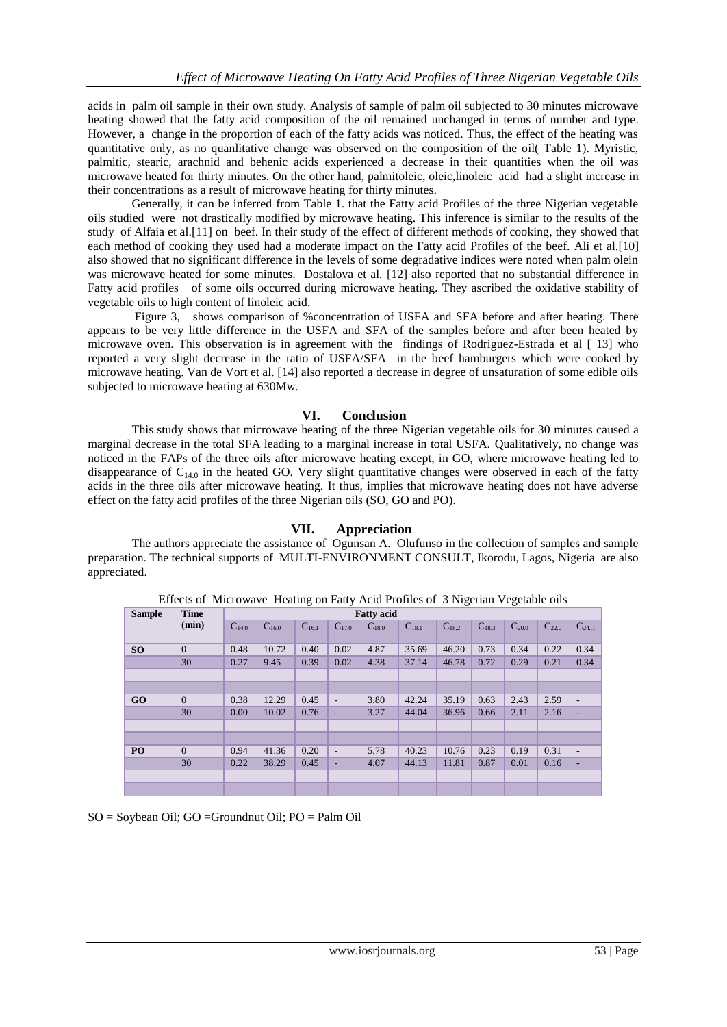acids in palm oil sample in their own study. Analysis of sample of palm oil subjected to 30 minutes microwave heating showed that the fatty acid composition of the oil remained unchanged in terms of number and type. However, a change in the proportion of each of the fatty acids was noticed. Thus, the effect of the heating was quantitative only, as no quanlitative change was observed on the composition of the oil( Table 1). Myristic, palmitic, stearic, arachnid and behenic acids experienced a decrease in their quantities when the oil was microwave heated for thirty minutes. On the other hand, palmitoleic, oleic,linoleic acid had a slight increase in their concentrations as a result of microwave heating for thirty minutes.

Generally, it can be inferred from Table 1. that the Fatty acid Profiles of the three Nigerian vegetable oils studied were not drastically modified by microwave heating. This inference is similar to the results of the study of Alfaia et al.[11] on beef. In their study of the effect of different methods of cooking, they showed that each method of cooking they used had a moderate impact on the Fatty acid Profiles of the beef. Ali et al.[10] also showed that no significant difference in the levels of some degradative indices were noted when palm olein was microwave heated for some minutes. Dostalova et al. [12] also reported that no substantial difference in Fatty acid profiles of some oils occurred during microwave heating. They ascribed the oxidative stability of vegetable oils to high content of linoleic acid.

Figure 3, shows comparison of %concentration of USFA and SFA before and after heating. There appears to be very little difference in the USFA and SFA of the samples before and after been heated by microwave oven. This observation is in agreement with the findings of Rodriguez-Estrada et al [ 13] who reported a very slight decrease in the ratio of USFA/SFA in the beef hamburgers which were cooked by microwave heating. Van de Vort et al. [14] also reported a decrease in degree of unsaturation of some edible oils subjected to microwave heating at 630Mw.

## VI. Conclusion

This study shows that microwave heating of the three Nigerian vegetable oils for 30 minutes caused a marginal decrease in the total SFA leading to a marginal increase in total USFA. Qualitatively, no change was noticed in the FAPs of the three oils after microwave heating except, in GO, where microwave heating led to disappearance of $C_{14.0}$ in the heated GO. Very slight quantitative changes were observed in each of the fatty acids in the three oils after microwave heating. It thus, implies that microwave heating does not have adverse effect on the fatty acid profiles of the three Nigerian oils (SO, GO and PO).

## VII. Appreciation

The authors appreciate the assistance of Ogunsan A. Olufunso in the collection of samples and sample preparation. The technical supports of MULTI-ENVIRONMENT CONSULT, Ikorodu, Lagos, Nigeria are also appreciated.

Effects of Microwave Heating on Fatty Acid Profiles of 3 Nigerian Vegetable oils

| Sample | Time (min) | Fatty acid | | | | | | | | | | |
|---|---|---|---|---|---|---|---|---|---|---|---|---|
| | | $C_{14.0}$ | $C_{16.0}$ | $C_{16.1}$ | $C_{17.0}$ | $C_{18.0}$ | $C_{18.1}$ | $C_{18.2}$ | $C_{18.3}$ | $C_{20.0}$ | $C_{22.0}$ | $C_{24.1}$ |
| **SO** | 0 | 0.48 | 10.72 | 0.40 | 0.02 | 4.87 | 35.69 | 46.20 | 0.73 | 0.34 | 0.22 | 0.34 |
| | 30 | 0.27 | 9.45 | 0.39 | 0.02 | 4.38 | 37.14 | 46.78 | 0.72 | 0.29 | 0.21 | 0.34 |
| **GO** | 0 | 0.38 | 12.29 | 0.45 | - | 3.80 | 42.24 | 35.19 | 0.63 | 2.43 | 2.59 | - |
| | 30 | 0.00 | 10.02 | 0.76 | - | 3.27 | 44.04 | 36.96 | 0.66 | 2.11 | 2.16 | - |
| **PO** | 0 | 0.94 | 41.36 | 0.20 | - | 5.78 | 40.23 | 10.76 | 0.23 | 0.19 | 0.31 | - |
| | 30 | 0.22 | 38.29 | 0.45 | - | 4.07 | 44.13 | 11.81 | 0.87 | 0.01 | 0.16 | - |

SO = Soybean Oil; GO =Groundnut Oil; PO = Palm Oil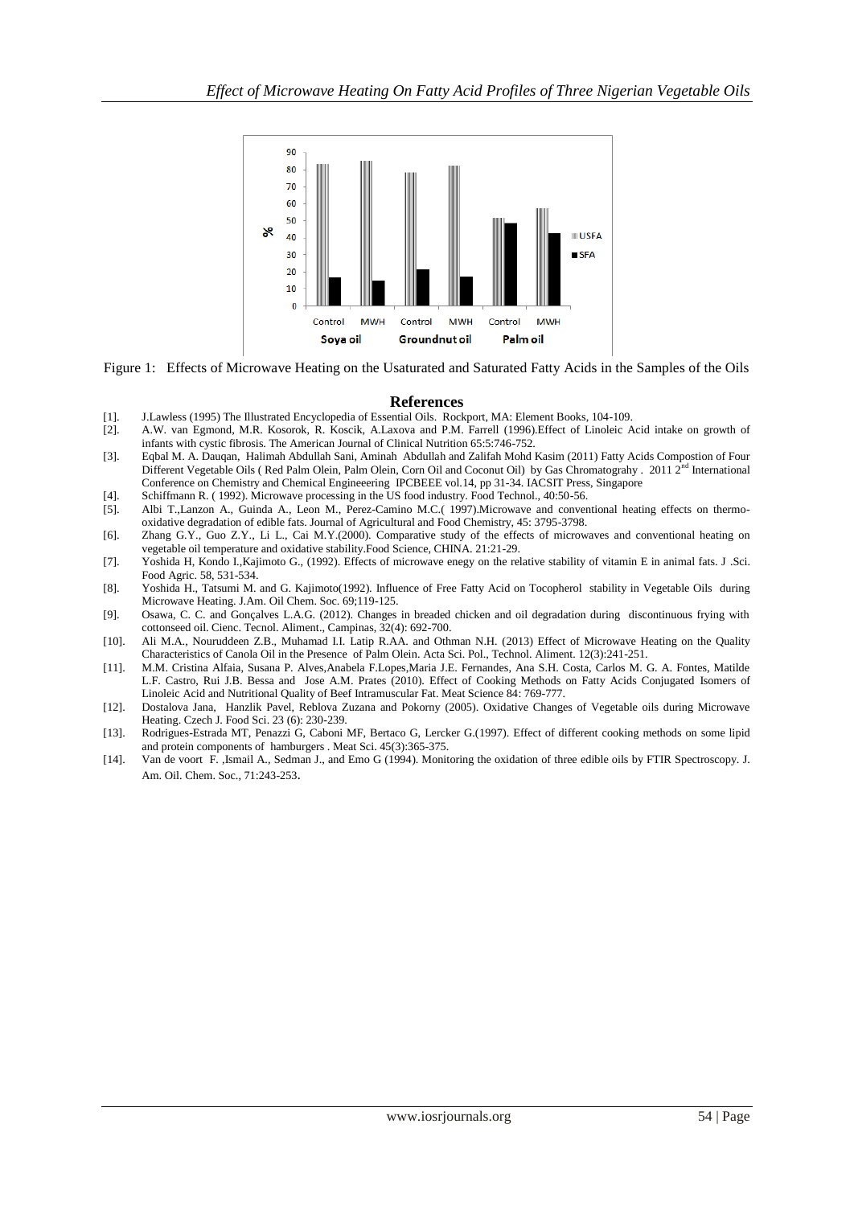90
80
70
60
50
40
30
20
10
0

%

USFA
SFA

Control MWH Control MWH Control MWH

Soya oil Groundnut oil Palm oil

Figure 1: Effects of Microwave Heating on the Usaturated and Saturated Fatty Acids in the Samples of the Oils

## References

[1]. J.Lawless (1995) The Illustrated Encyclopedia of Essential Oils. Rockport, MA: Element Books, 104-109.

[2]. A.W. van Egmond, M.R. Kosorok, R. Koscik, A.Laxova and P.M. Farrell (1996).Effect of Linoleic Acid intake on growth of infants with cystic fibrosis. The American Journal of Clinical Nutrition 65:5:746-752.

[3]. Eqbal M. A. Dauqan, Halimah Abdullah Sani, Aminah Abdullah and Zalifah Mohd Kasim (2011) Fatty Acids Compostion of Four Different Vegetable Oils ( Red Palm Olein, Palm Olein, Corn Oil and Coconut Oil) by Gas Chromatograhy . 2011 2nd International Conference on Chemistry and Chemical Engineeering IPCBEEE vol.14, pp 31-34. IACSIT Press, Singapore

[4]. Schiffmann R. ( 1992). Microwave processing in the US food industry. Food Technol., 40:50-56.

[5]. Albi T.,Lanzon A., Guinda A., Leon M., Perez-Camino M.C.( 1997).Microwave and conventional heating effects on thermo-oxidative degradation of edible fats. Journal of Agricultural and Food Chemistry, 45: 3795-3798.

[6]. Zhang G.Y., Guo Z.Y., Li L., Cai M.Y.(2000). Comparative study of the effects of microwaves and conventional heating on vegetable oil temperature and oxidative stability.Food Science, CHINA. 21:21-29.

[7]. Yoshida H, Kondo I.,Kajimoto G., (1992). Effects of microwave enegy on the relative stability of vitamin E in animal fats. J .Sci. Food Agric. 58, 531-534.

[8]. Yoshida H., Tatsumi M. and G. Kajimoto(1992). Influence of Free Fatty Acid on Tocopherol stability in Vegetable Oils during Microwave Heating. J.Am. Oil Chem. Soc. 69;119-125.

[9]. Osawa, C. C. and Gonçalves L.A.G. (2012). Changes in breaded chicken and oil degradation during discontinuous frying with cottonseed oil. Cienc. Tecnol. Aliment., Campinas, 32(4): 692-700.

[10]. Ali M.A., Nouruddeen Z.B., Muhamad I.I. Latip R.AA. and Othman N.H. (2013) Effect of Microwave Heating on the Quality Characteristics of Canola Oil in the Presence of Palm Olein. Acta Sci. Pol., Technol. Aliment. 12(3):241-251.

[11]. M.M. Cristina Alfaia, Susana P. Alves,Anabela F.Lopes,Maria J.E. Fernandes, Ana S.H. Costa, Carlos M. G. A. Fontes, Matilde L.F. Castro, Rui J.B. Bessa and Jose A.M. Prates (2010). Effect of Cooking Methods on Fatty Acids Conjugated Isomers of Linoleic Acid and Nutritional Quality of Beef Intramuscular Fat. Meat Science 84: 769-777.

[12]. Dostalova Jana, Hanzlik Pavel, Reblova Zuzana and Pokorny (2005). Oxidative Changes of Vegetable oils during Microwave Heating. Czech J. Food Sci. 23 (6): 230-239.

[13]. Rodrigues-Estrada MT, Penazzi G, Caboni MF, Bertaco G, Lercker G.(1997). Effect of different cooking methods on some lipid and protein components of hamburgers . Meat Sci. 45(3):365-375.

[14]. Van de voort F. ,Ismail A., Sedman J., and Emo G (1994). Monitoring the oxidation of three edible oils by FTIR Spectroscopy. J. Am. Oil. Chem. Soc., 71:243-253.